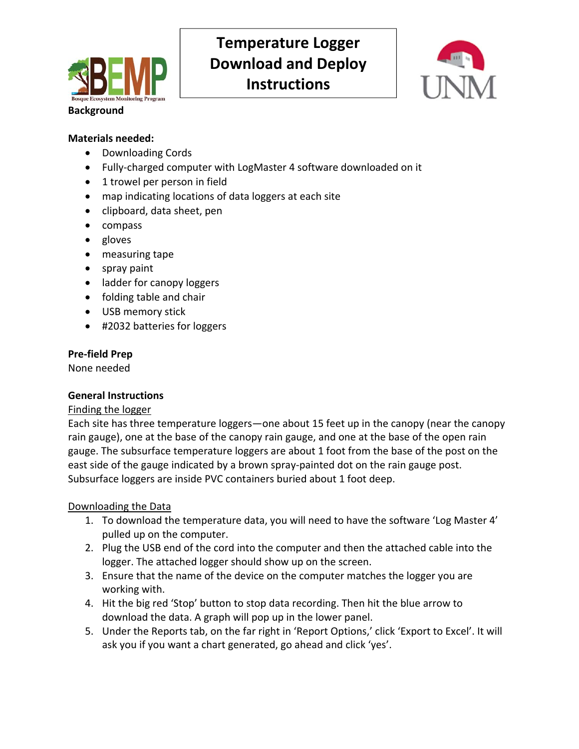# Temperature Logger Download and Deploy Instructions

BEMP
Bosque Ecosystem Monitoring Program

UNM

**Background**

**Materials needed:**

- Downloading Cords
- Fully-charged computer with LogMaster 4 software downloaded on it
- 1 trowel per person in field
- map indicating locations of data loggers at each site
- clipboard, data sheet, pen
- compass
- gloves
- measuring tape
- spray paint
- ladder for canopy loggers
- folding table and chair
- USB memory stick
- #2032 batteries for loggers

**Pre-field Prep**

None needed

**General Instructions**

<u>Finding the logger</u>

Each site has three temperature loggers—one about 15 feet up in the canopy (near the canopy rain gauge), one at the base of the canopy rain gauge, and one at the base of the open rain gauge. The subsurface temperature loggers are about 1 foot from the base of the post on the east side of the gauge indicated by a brown spray-painted dot on the rain gauge post. Subsurface loggers are inside PVC containers buried about 1 foot deep.

<u>Downloading the Data</u>

1. To download the temperature data, you will need to have the software 'Log Master 4' pulled up on the computer.
2. Plug the USB end of the cord into the computer and then the attached cable into the logger. The attached logger should show up on the screen.
3. Ensure that the name of the device on the computer matches the logger you are working with.
4. Hit the big red 'Stop' button to stop data recording. Then hit the blue arrow to download the data. A graph will pop up in the lower panel.
5. Under the Reports tab, on the far right in 'Report Options,' click 'Export to Excel'. It will ask you if you want a chart generated, go ahead and click 'yes'.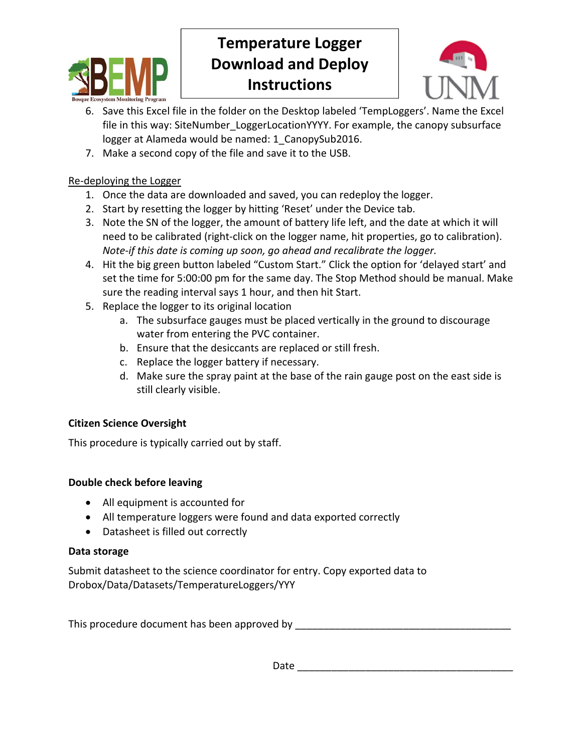6. Save this Excel file in the folder on the Desktop labeled 'TempLoggers'. Name the Excel file in this way: SiteNumber_LoggerLocationYYYY. For example, the canopy subsurface logger at Alameda would be named: 1_CanopySub2016.
7. Make a second copy of the file and save it to the USB.

Re-deploying the Logger

1. Once the data are downloaded and saved, you can redeploy the logger.
2. Start by resetting the logger by hitting 'Reset' under the Device tab.
3. Note the SN of the logger, the amount of battery life left, and the date at which it will need to be calibrated (right-click on the logger name, hit properties, go to calibration). *Note-if this date is coming up soon, go ahead and recalibrate the logger.*
4. Hit the big green button labeled "Custom Start." Click the option for 'delayed start' and set the time for 5:00:00 pm for the same day. The Stop Method should be manual. Make sure the reading interval says 1 hour, and then hit Start.
5. Replace the logger to its original location
   a. The subsurface gauges must be placed vertically in the ground to discourage water from entering the PVC container.
   b. Ensure that the desiccants are replaced or still fresh.
   c. Replace the logger battery if necessary.
   d. Make sure the spray paint at the base of the rain gauge post on the east side is still clearly visible.

**Citizen Science Oversight**

This procedure is typically carried out by staff.

**Double check before leaving**

- All equipment is accounted for
- All temperature loggers were found and data exported correctly
- Datasheet is filled out correctly

**Data storage**

Submit datasheet to the science coordinator for entry. Copy exported data to Drobox/Data/Datasets/TemperatureLoggers/YYY

This procedure document has been approved by ______________________________________

Date ______________________________________